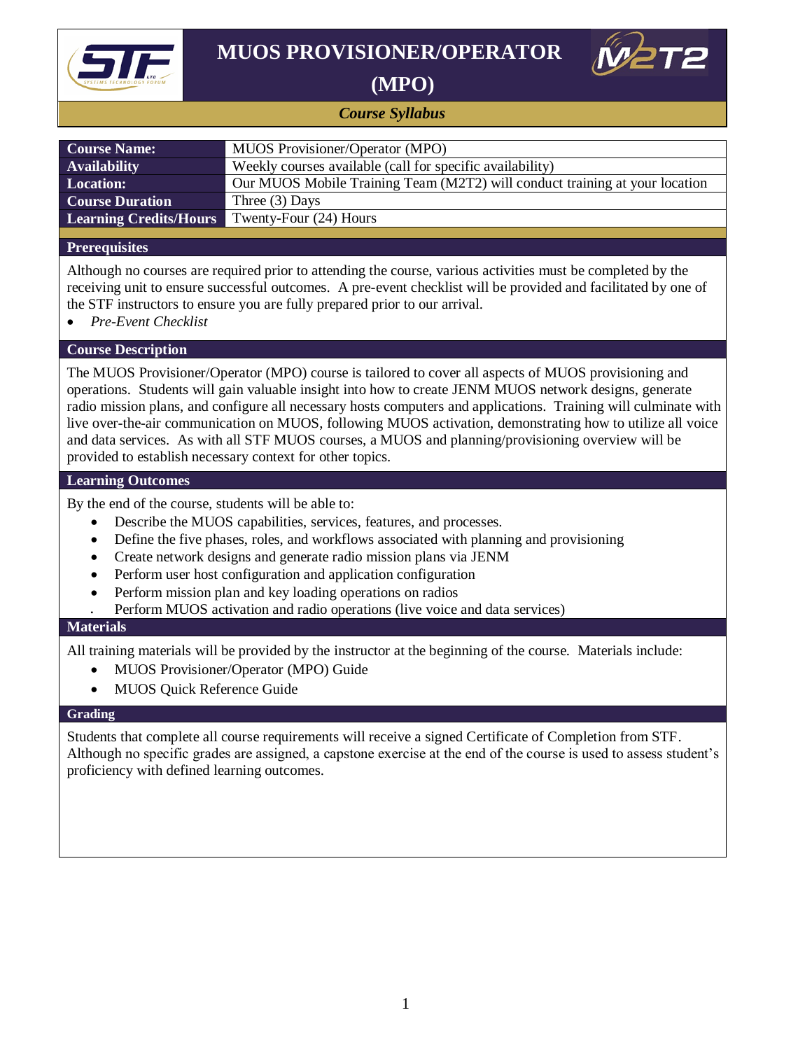# MUOS PROVISIONER/OPERATOR (MPO)

***Course Syllabus***

| | |
|---|---|
| **Course Name:** | MUOS Provisioner/Operator (MPO) |
| **Availability** | Weekly courses available (call for specific availability) |
| **Location:** | Our MUOS Mobile Training Team (M2T2) will conduct training at your location |
| **Course Duration** | Three (3) Days |
| **Learning Credits/Hours** | Twenty-Four (24) Hours |

## Prerequisites

Although no courses are required prior to attending the course, various activities must be completed by the receiving unit to ensure successful outcomes. A pre-event checklist will be provided and facilitated by one of the STF instructors to ensure you are fully prepared prior to our arrival.

- *Pre-Event Checklist*

## Course Description

The MUOS Provisioner/Operator (MPO) course is tailored to cover all aspects of MUOS provisioning and operations. Students will gain valuable insight into how to create JENM MUOS network designs, generate radio mission plans, and configure all necessary hosts computers and applications. Training will culminate with live over-the-air communication on MUOS, following MUOS activation, demonstrating how to utilize all voice and data services. As with all STF MUOS courses, a MUOS and planning/provisioning overview will be provided to establish necessary context for other topics.

## Learning Outcomes

By the end of the course, students will be able to:

- Describe the MUOS capabilities, services, features, and processes.
- Define the five phases, roles, and workflows associated with planning and provisioning
- Create network designs and generate radio mission plans via JENM
- Perform user host configuration and application configuration
- Perform mission plan and key loading operations on radios
- Perform MUOS activation and radio operations (live voice and data services)

## Materials

All training materials will be provided by the instructor at the beginning of the course. Materials include:

- MUOS Provisioner/Operator (MPO) Guide
- MUOS Quick Reference Guide

## Grading

Students that complete all course requirements will receive a signed Certificate of Completion from STF. Although no specific grades are assigned, a capstone exercise at the end of the course is used to assess student's proficiency with defined learning outcomes.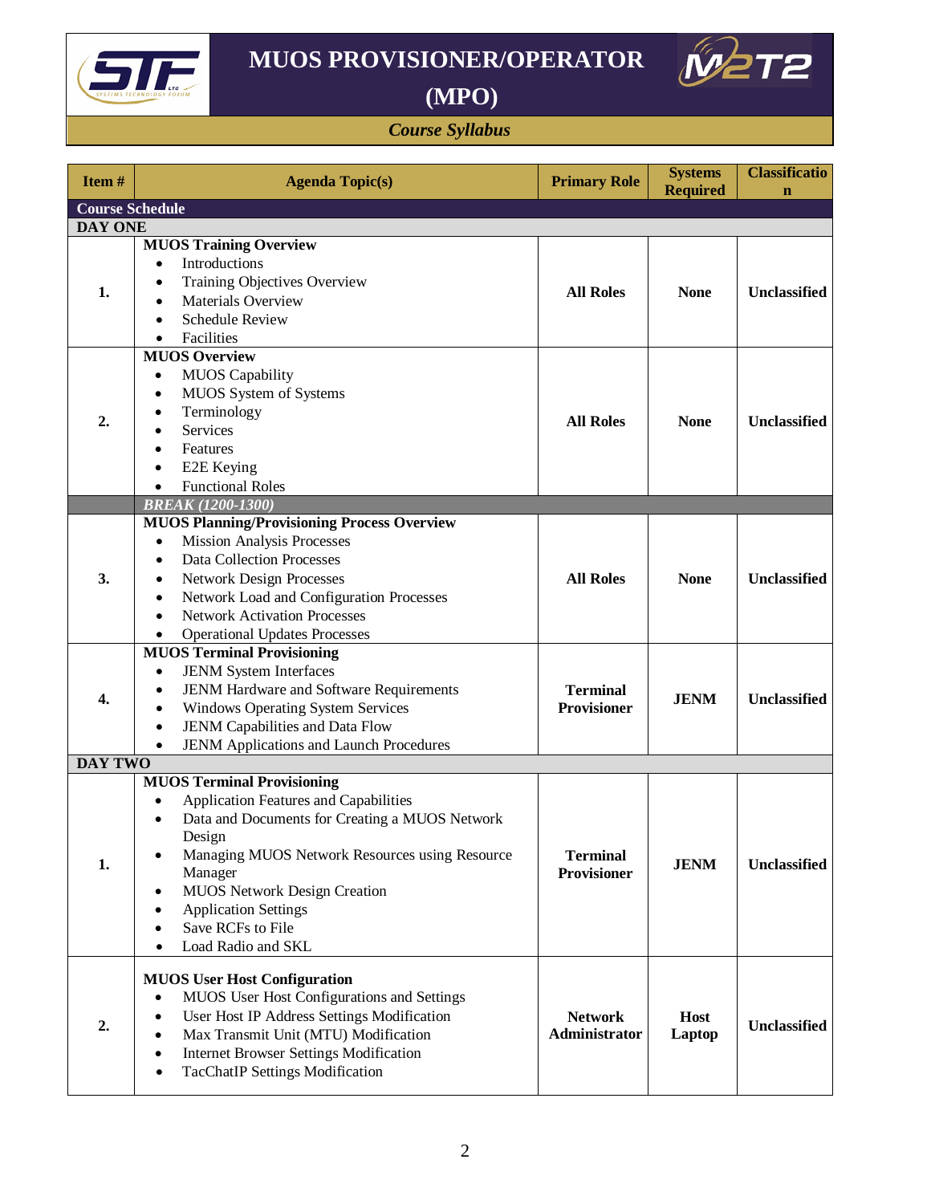# MUOS PROVISIONER/OPERATOR (MPO)

*Course Syllabus*

| Item # | Agenda Topic(s) | Primary Role | Systems Required | Classification |
|---|---|---|---|---|
| **Course Schedule** | | | | |
| **DAY ONE** | | | | |
| **1.** | **MUOS Training Overview**<br>• Introductions<br>• Training Objectives Overview<br>• Materials Overview<br>• Schedule Review<br>• Facilities | **All Roles** | **None** | **Unclassified** |
| **2.** | **MUOS Overview**<br>• MUOS Capability<br>• MUOS System of Systems<br>• Terminology<br>• Services<br>• Features<br>• E2E Keying<br>• Functional Roles | **All Roles** | **None** | **Unclassified** |
| | ***BREAK (1200-1300)*** | | | |
| **3.** | **MUOS Planning/Provisioning Process Overview**<br>• Mission Analysis Processes<br>• Data Collection Processes<br>• Network Design Processes<br>• Network Load and Configuration Processes<br>• Network Activation Processes<br>• Operational Updates Processes | **All Roles** | **None** | **Unclassified** |
| **4.** | **MUOS Terminal Provisioning**<br>• JENM System Interfaces<br>• JENM Hardware and Software Requirements<br>• Windows Operating System Services<br>• JENM Capabilities and Data Flow<br>• JENM Applications and Launch Procedures | **Terminal Provisioner** | **JENM** | **Unclassified** |
| **DAY TWO** | | | | |
| **1.** | **MUOS Terminal Provisioning**<br>• Application Features and Capabilities<br>• Data and Documents for Creating a MUOS Network Design<br>• Managing MUOS Network Resources using Resource Manager<br>• MUOS Network Design Creation<br>• Application Settings<br>• Save RCFs to File<br>• Load Radio and SKL | **Terminal Provisioner** | **JENM** | **Unclassified** |
| **2.** | **MUOS User Host Configuration**<br>• MUOS User Host Configurations and Settings<br>• User Host IP Address Settings Modification<br>• Max Transmit Unit (MTU) Modification<br>• Internet Browser Settings Modification<br>• TacChatIP Settings Modification | **Network Administrator** | **Host Laptop** | **Unclassified** |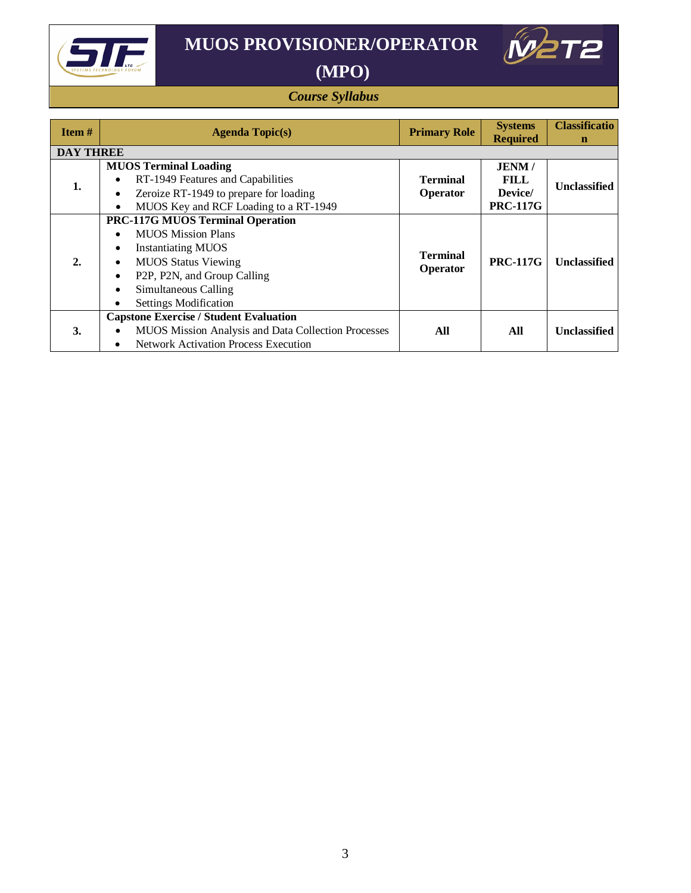# MUOS PROVISIONER/OPERATOR (MPO)

*Course Syllabus*

| Item # | Agenda Topic(s) | Primary Role | Systems Required | Classification |
|---|---|---|---|---|
| **DAY THREE** | | | | |
| **1.** | **MUOS Terminal Loading**<br>• RT-1949 Features and Capabilities<br>• Zeroize RT-1949 to prepare for loading<br>• MUOS Key and RCF Loading to a RT-1949 | **Terminal Operator** | **JENM / FILL Device/ PRC-117G** | **Unclassified** |
| **2.** | **PRC-117G MUOS Terminal Operation**<br>• MUOS Mission Plans<br>• Instantiating MUOS<br>• MUOS Status Viewing<br>• P2P, P2N, and Group Calling<br>• Simultaneous Calling<br>• Settings Modification | **Terminal Operator** | **PRC-117G** | **Unclassified** |
| **3.** | **Capstone Exercise / Student Evaluation**<br>• MUOS Mission Analysis and Data Collection Processes<br>• Network Activation Process Execution | **All** | **All** | **Unclassified** |